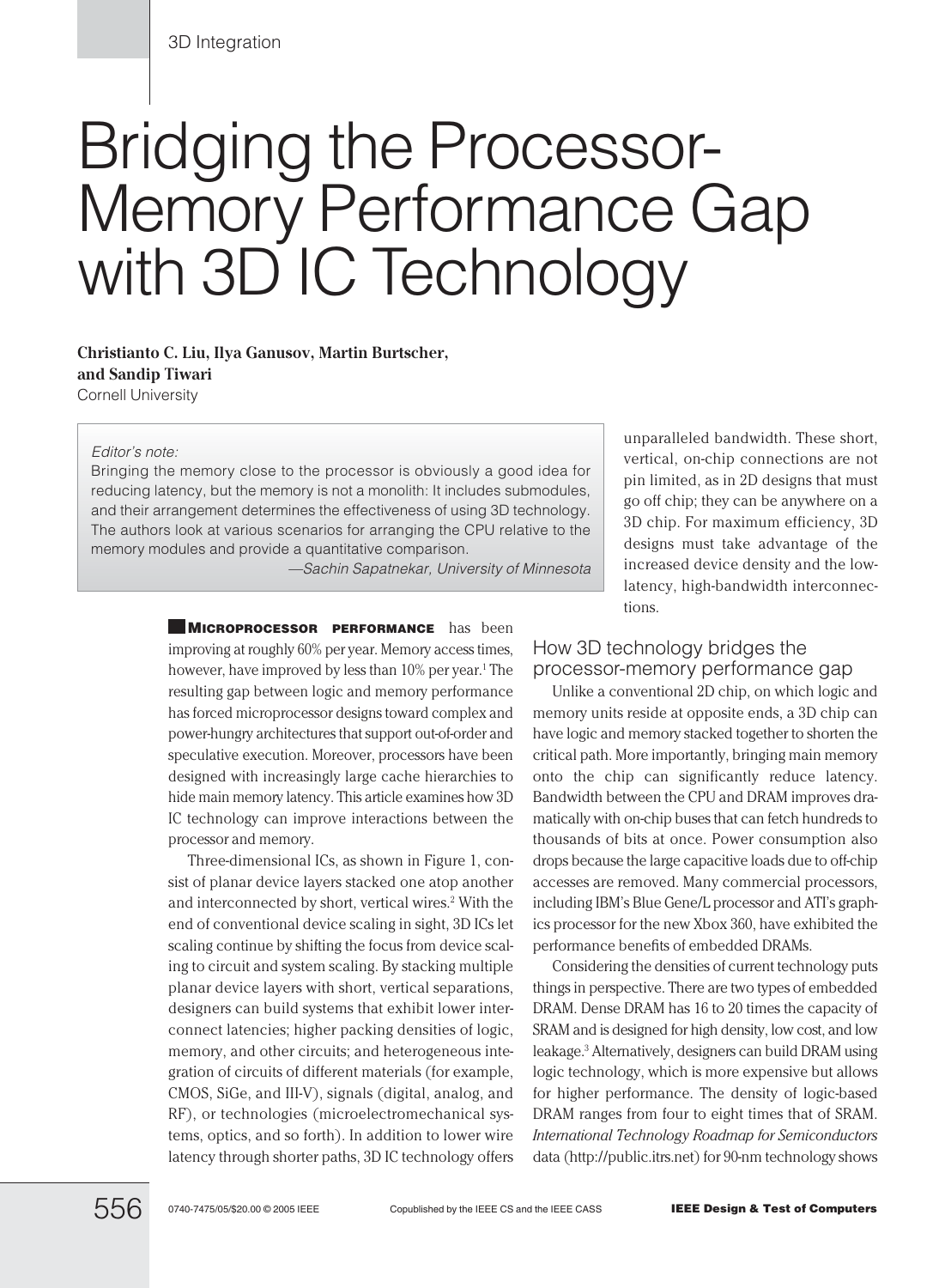# Bridging the Processor-Memory Performance Gap with 3D IC Technology

**Christianto C. Liu, Ilya Ganusov, Martin Burtscher, and Sandip Tiwari**
Cornell University

> *Editor's note:*
> Bringing the memory close to the processor is obviously a good idea for reducing latency, but the memory is not a monolith: It includes submodules, and their arrangement determines the effectiveness of using 3D technology. The authors look at various scenarios for arranging the CPU relative to the memory modules and provide a quantitative comparison.
>
> *—Sachin Sapatnekar, University of Minnesota*

**MICROPROCESSOR PERFORMANCE** has been improving at roughly 60% per year. Memory access times, however, have improved by less than 10% per year.[1] The resulting gap between logic and memory performance has forced microprocessor designs toward complex and power-hungry architectures that support out-of-order and speculative execution. Moreover, processors have been designed with increasingly large cache hierarchies to hide main memory latency. This article examines how 3D IC technology can improve interactions between the processor and memory.

Three-dimensional ICs, as shown in Figure 1, consist of planar device layers stacked one atop another and interconnected by short, vertical wires.[2] With the end of conventional device scaling in sight, 3D ICs let scaling continue by shifting the focus from device scaling to circuit and system scaling. By stacking multiple planar device layers with short, vertical separations, designers can build systems that exhibit lower interconnect latencies; higher packing densities of logic, memory, and other circuits; and heterogeneous integration of circuits of different materials (for example, CMOS, SiGe, and III-V), signals (digital, analog, and RF), or technologies (microelectromechanical systems, optics, and so forth). In addition to lower wire latency through shorter paths, 3D IC technology offers unparalleled bandwidth. These short, vertical, on-chip connections are not pin limited, as in 2D designs that must go off chip; they can be anywhere on a 3D chip. For maximum efficiency, 3D designs must take advantage of the increased device density and the low-latency, high-bandwidth interconnections.

## How 3D technology bridges the processor-memory performance gap

Unlike a conventional 2D chip, on which logic and memory units reside at opposite ends, a 3D chip can have logic and memory stacked together to shorten the critical path. More importantly, bringing main memory onto the chip can significantly reduce latency. Bandwidth between the CPU and DRAM improves dramatically with on-chip buses that can fetch hundreds to thousands of bits at once. Power consumption also drops because the large capacitive loads due to off-chip accesses are removed. Many commercial processors, including IBM's Blue Gene/L processor and ATI's graphics processor for the new Xbox 360, have exhibited the performance benefits of embedded DRAMs.

Considering the densities of current technology puts things in perspective. There are two types of embedded DRAM. Dense DRAM has 16 to 20 times the capacity of SRAM and is designed for high density, low cost, and low leakage.[3] Alternatively, designers can build DRAM using logic technology, which is more expensive but allows for higher performance. The density of logic-based DRAM ranges from four to eight times that of SRAM. *International Technology Roadmap for Semiconductors* data (http://public.itrs.net) for 90-nm technology shows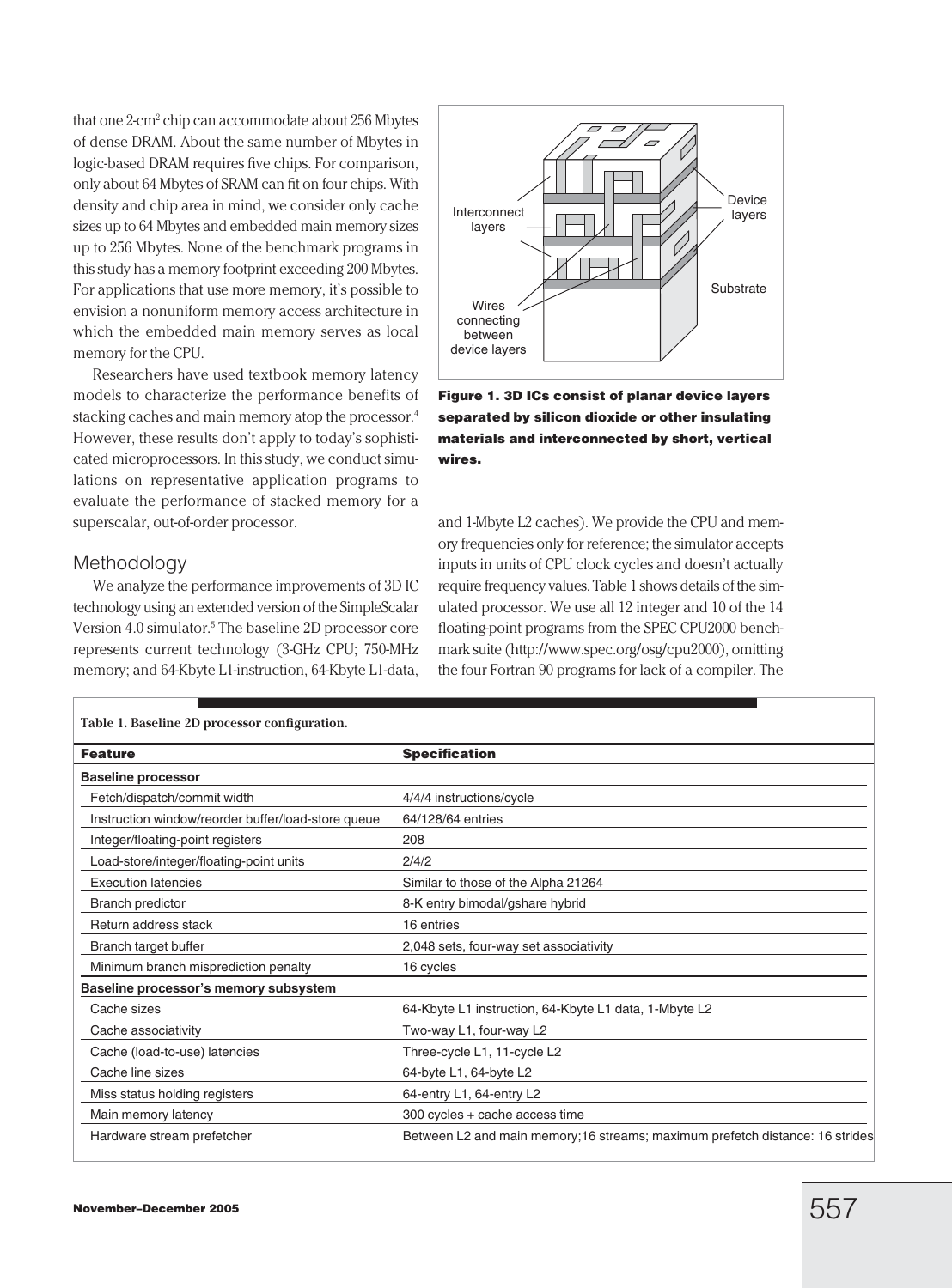that one 2-cm$^2$ chip can accommodate about 256 Mbytes of dense DRAM. About the same number of Mbytes in logic-based DRAM requires five chips. For comparison, only about 64 Mbytes of SRAM can fit on four chips. With density and chip area in mind, we consider only cache sizes up to 64 Mbytes and embedded main memory sizes up to 256 Mbytes. None of the benchmark programs in this study has a memory footprint exceeding 200 Mbytes. For applications that use more memory, it's possible to envision a nonuniform memory access architecture in which the embedded main memory serves as local memory for the CPU.

Researchers have used textbook memory latency models to characterize the performance benefits of stacking caches and main memory atop the processor.[4] However, these results don't apply to today's sophisticated microprocessors. In this study, we conduct simulations on representative application programs to evaluate the performance of stacked memory for a superscalar, out-of-order processor.

**Figure 1. 3D ICs consist of planar device layers separated by silicon dioxide or other insulating materials and interconnected by short, vertical wires.**

## Methodology

We analyze the performance improvements of 3D IC technology using an extended version of the SimpleScalar Version 4.0 simulator.[5] The baseline 2D processor core represents current technology (3-GHz CPU; 750-MHz memory; and 64-Kbyte L1-instruction, 64-Kbyte L1-data, and 1-Mbyte L2 caches). We provide the CPU and memory frequencies only for reference; the simulator accepts inputs in units of CPU clock cycles and doesn't actually require frequency values. Table 1 shows details of the simulated processor. We use all 12 integer and 10 of the 14 floating-point programs from the SPEC CPU2000 benchmark suite (http://www.spec.org/osg/cpu2000), omitting the four Fortran 90 programs for lack of a compiler. The

**Table 1. Baseline 2D processor configuration.**

| Feature | Specification |
|---|---|
| **Baseline processor** | |
| Fetch/dispatch/commit width | 4/4/4 instructions/cycle |
| Instruction window/reorder buffer/load-store queue | 64/128/64 entries |
| Integer/floating-point registers | 208 |
| Load-store/integer/floating-point units | 2/4/2 |
| Execution latencies | Similar to those of the Alpha 21264 |
| Branch predictor | 8-K entry bimodal/gshare hybrid |
| Return address stack | 16 entries |
| Branch target buffer | 2,048 sets, four-way set associativity |
| Minimum branch misprediction penalty | 16 cycles |
| **Baseline processor's memory subsystem** | |
| Cache sizes | 64-Kbyte L1 instruction, 64-Kbyte L1 data, 1-Mbyte L2 |
| Cache associativity | Two-way L1, four-way L2 |
| Cache (load-to-use) latencies | Three-cycle L1, 11-cycle L2 |
| Cache line sizes | 64-byte L1, 64-byte L2 |
| Miss status holding registers | 64-entry L1, 64-entry L2 |
| Main memory latency | 300 cycles + cache access time |
| Hardware stream prefetcher | Between L2 and main memory;16 streams; maximum prefetch distance: 16 strides |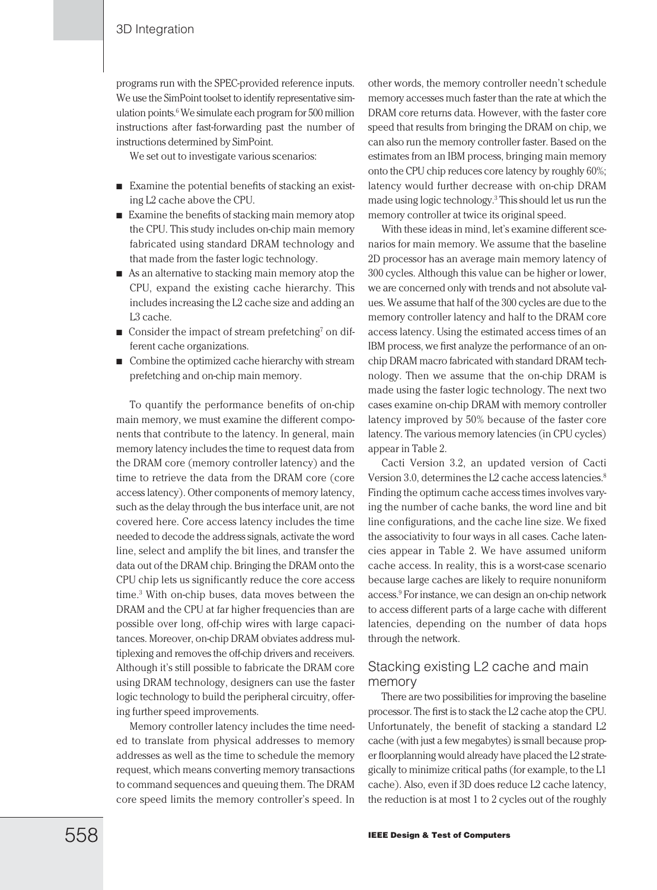programs run with the SPEC-provided reference inputs. We use the SimPoint toolset to identify representative simulation points.[6] We simulate each program for 500 million instructions after fast-forwarding past the number of instructions determined by SimPoint.

We set out to investigate various scenarios:

- Examine the potential benefits of stacking an existing L2 cache above the CPU.
- Examine the benefits of stacking main memory atop the CPU. This study includes on-chip main memory fabricated using standard DRAM technology and that made from the faster logic technology.
- As an alternative to stacking main memory atop the CPU, expand the existing cache hierarchy. This includes increasing the L2 cache size and adding an L3 cache.
- Consider the impact of stream prefetching[7] on different cache organizations.
- Combine the optimized cache hierarchy with stream prefetching and on-chip main memory.

To quantify the performance benefits of on-chip main memory, we must examine the different components that contribute to the latency. In general, main memory latency includes the time to request data from the DRAM core (memory controller latency) and the time to retrieve the data from the DRAM core (core access latency). Other components of memory latency, such as the delay through the bus interface unit, are not covered here. Core access latency includes the time needed to decode the address signals, activate the word line, select and amplify the bit lines, and transfer the data out of the DRAM chip. Bringing the DRAM onto the CPU chip lets us significantly reduce the core access time.[3] With on-chip buses, data moves between the DRAM and the CPU at far higher frequencies than are possible over long, off-chip wires with large capacitances. Moreover, on-chip DRAM obviates address multiplexing and removes the off-chip drivers and receivers. Although it's still possible to fabricate the DRAM core using DRAM technology, designers can use the faster logic technology to build the peripheral circuitry, offering further speed improvements.

Memory controller latency includes the time needed to translate from physical addresses to memory addresses as well as the time to schedule the memory request, which means converting memory transactions to command sequences and queuing them. The DRAM core speed limits the memory controller's speed. In other words, the memory controller needn't schedule memory accesses much faster than the rate at which the DRAM core returns data. However, with the faster core speed that results from bringing the DRAM on chip, we can also run the memory controller faster. Based on the estimates from an IBM process, bringing main memory onto the CPU chip reduces core latency by roughly 60%; latency would further decrease with on-chip DRAM made using logic technology.[3] This should let us run the memory controller at twice its original speed.

With these ideas in mind, let's examine different scenarios for main memory. We assume that the baseline 2D processor has an average main memory latency of 300 cycles. Although this value can be higher or lower, we are concerned only with trends and not absolute values. We assume that half of the 300 cycles are due to the memory controller latency and half to the DRAM core access latency. Using the estimated access times of an IBM process, we first analyze the performance of an on-chip DRAM macro fabricated with standard DRAM technology. Then we assume that the on-chip DRAM is made using the faster logic technology. The next two cases examine on-chip DRAM with memory controller latency improved by 50% because of the faster core latency. The various memory latencies (in CPU cycles) appear in Table 2.

Cacti Version 3.2, an updated version of Cacti Version 3.0, determines the L2 cache access latencies.[8] Finding the optimum cache access times involves varying the number of cache banks, the word line and bit line configurations, and the cache line size. We fixed the associativity to four ways in all cases. Cache latencies appear in Table 2. We have assumed uniform cache access. In reality, this is a worst-case scenario because large caches are likely to require nonuniform access.[9] For instance, we can design an on-chip network to access different parts of a large cache with different latencies, depending on the number of data hops through the network.

## Stacking existing L2 cache and main memory

There are two possibilities for improving the baseline processor. The first is to stack the L2 cache atop the CPU. Unfortunately, the benefit of stacking a standard L2 cache (with just a few megabytes) is small because proper floorplanning would already have placed the L2 strategically to minimize critical paths (for example, to the L1 cache). Also, even if 3D does reduce L2 cache latency, the reduction is at most 1 to 2 cycles out of the roughly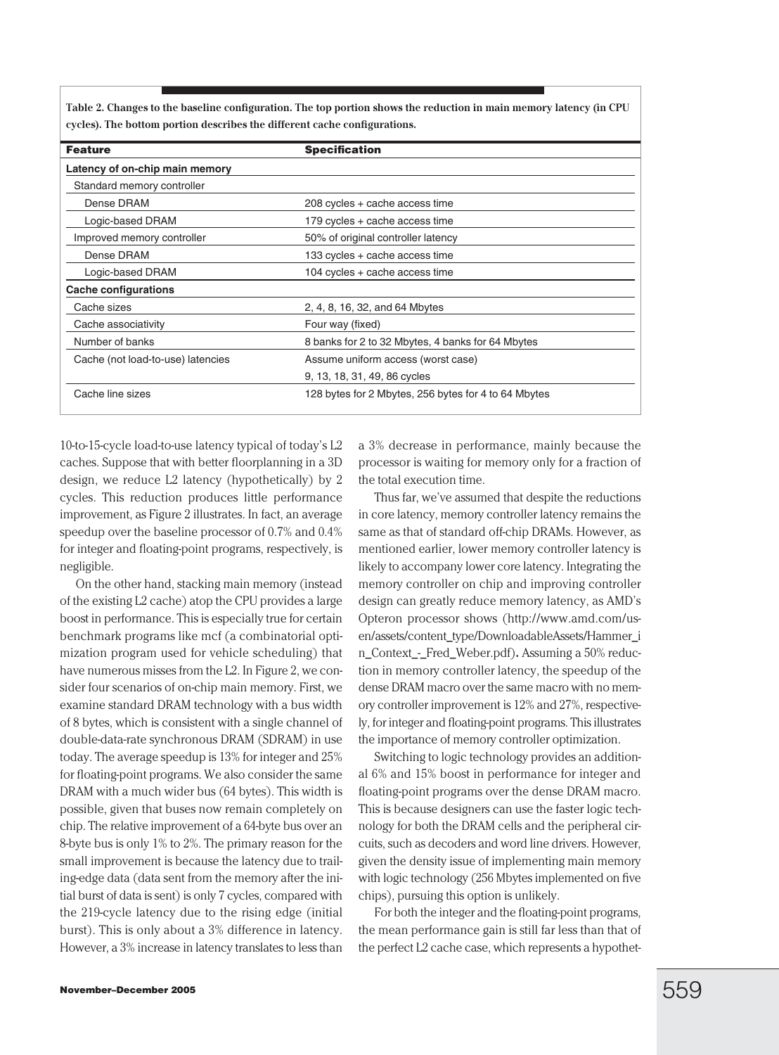Table 2. Changes to the baseline configuration. The top portion shows the reduction in main memory latency (in CPU cycles). The bottom portion describes the different cache configurations.

| Feature | Specification |
|---|---|
| **Latency of on-chip main memory** | |
| Standard memory controller | |
| Dense DRAM | 208 cycles + cache access time |
| Logic-based DRAM | 179 cycles + cache access time |
| Improved memory controller | 50% of original controller latency |
| Dense DRAM | 133 cycles + cache access time |
| Logic-based DRAM | 104 cycles + cache access time |
| **Cache configurations** | |
| Cache sizes | 2, 4, 8, 16, 32, and 64 Mbytes |
| Cache associativity | Four way (fixed) |
| Number of banks | 8 banks for 2 to 32 Mbytes, 4 banks for 64 Mbytes |
| Cache (not load-to-use) latencies | Assume uniform access (worst case) |
| | 9, 13, 18, 31, 49, 86 cycles |
| Cache line sizes | 128 bytes for 2 Mbytes, 256 bytes for 4 to 64 Mbytes |

10-to-15-cycle load-to-use latency typical of today's L2 caches. Suppose that with better floorplanning in a 3D design, we reduce L2 latency (hypothetically) by 2 cycles. This reduction produces little performance improvement, as Figure 2 illustrates. In fact, an average speedup over the baseline processor of 0.7% and 0.4% for integer and floating-point programs, respectively, is negligible.

On the other hand, stacking main memory (instead of the existing L2 cache) atop the CPU provides a large boost in performance. This is especially true for certain benchmark programs like mcf (a combinatorial optimization program used for vehicle scheduling) that have numerous misses from the L2. In Figure 2, we consider four scenarios of on-chip main memory. First, we examine standard DRAM technology with a bus width of 8 bytes, which is consistent with a single channel of double-data-rate synchronous DRAM (SDRAM) in use today. The average speedup is 13% for integer and 25% for floating-point programs. We also consider the same DRAM with a much wider bus (64 bytes). This width is possible, given that buses now remain completely on chip. The relative improvement of a 64-byte bus over an 8-byte bus is only 1% to 2%. The primary reason for the small improvement is because the latency due to trailing-edge data (data sent from the memory after the initial burst of data is sent) is only 7 cycles, compared with the 219-cycle latency due to the rising edge (initial burst). This is only about a 3% difference in latency. However, a 3% increase in latency translates to less than a 3% decrease in performance, mainly because the processor is waiting for memory only for a fraction of the total execution time.

Thus far, we've assumed that despite the reductions in core latency, memory controller latency remains the same as that of standard off-chip DRAMs. However, as mentioned earlier, lower memory controller latency is likely to accompany lower core latency. Integrating the memory controller on chip and improving controller design can greatly reduce memory latency, as AMD's Opteron processor shows (http://www.amd.com/us-en/assets/content_type/DownloadableAssets/Hammer_in_Context_-_Fred_Weber.pdf). Assuming a 50% reduction in memory controller latency, the speedup of the dense DRAM macro over the same macro with no memory controller improvement is 12% and 27%, respectively, for integer and floating-point programs. This illustrates the importance of memory controller optimization.

Switching to logic technology provides an additional 6% and 15% boost in performance for integer and floating-point programs over the dense DRAM macro. This is because designers can use the faster logic technology for both the DRAM cells and the peripheral circuits, such as decoders and word line drivers. However, given the density issue of implementing main memory with logic technology (256 Mbytes implemented on five chips), pursuing this option is unlikely.

For both the integer and the floating-point programs, the mean performance gain is still far less than that of the perfect L2 cache case, which represents a hypothet-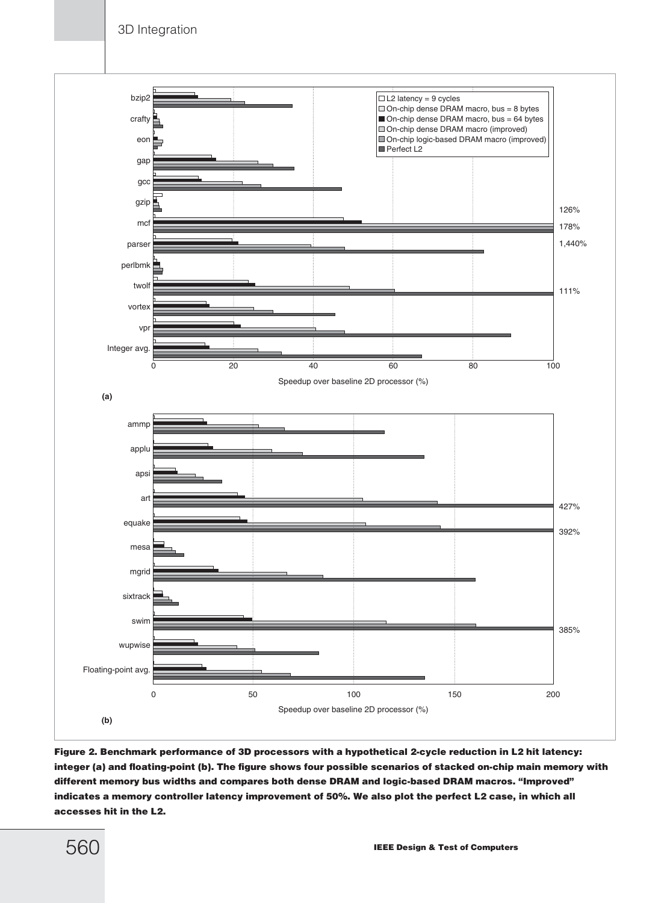Figure 2. Benchmark performance of 3D processors with a hypothetical 2-cycle reduction in L2 hit latency: integer (a) and floating-point (b). The figure shows four possible scenarios of stacked on-chip main memory with different memory bus widths and compares both dense DRAM and logic-based DRAM macros. "Improved" indicates a memory controller latency improvement of 50%. We also plot the perfect L2 case, in which all accesses hit in the L2.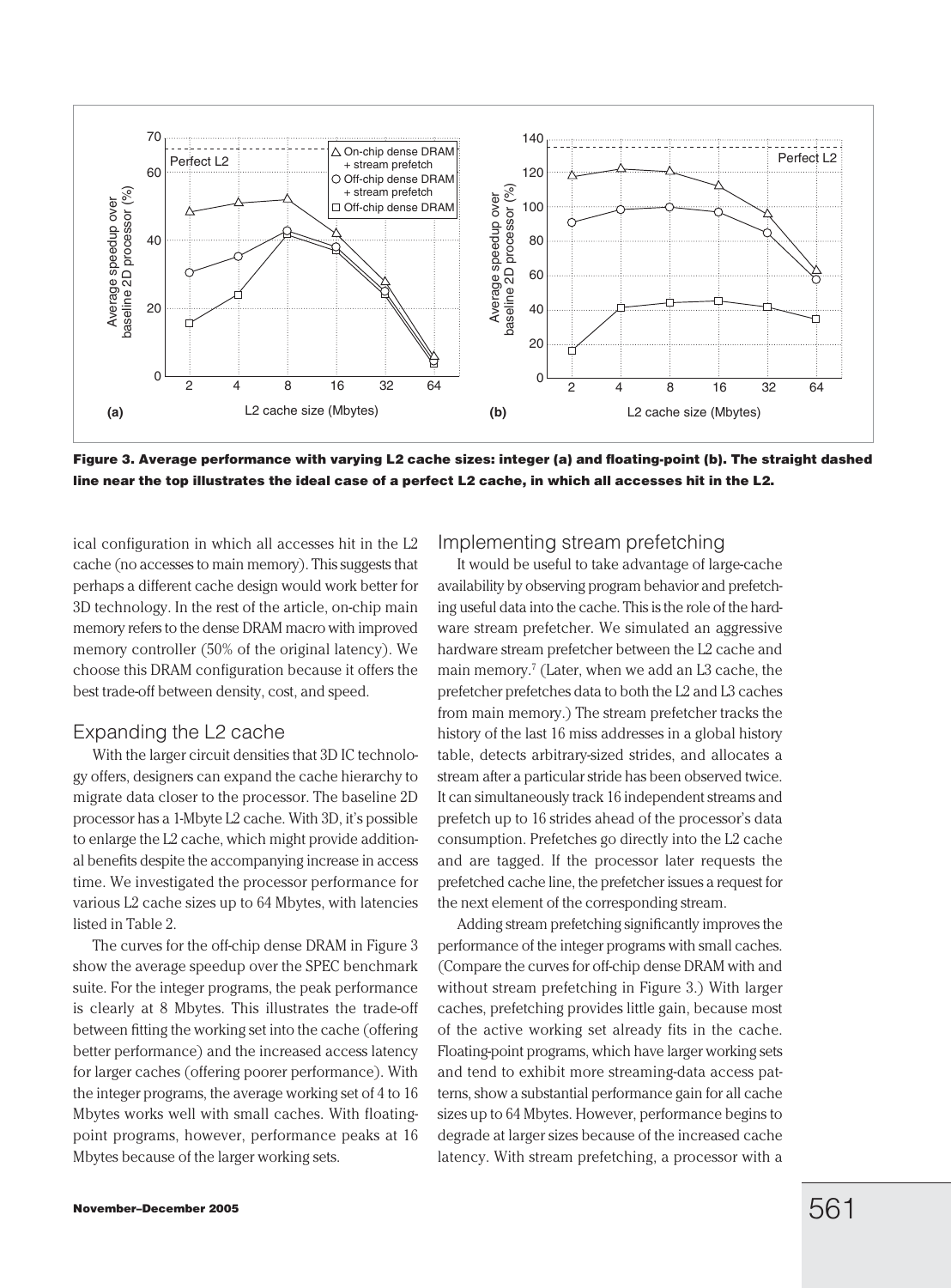Figure 3. Average performance with varying L2 cache sizes: integer (a) and floating-point (b). The straight dashed line near the top illustrates the ideal case of a perfect L2 cache, in which all accesses hit in the L2.

ical configuration in which all accesses hit in the L2 cache (no accesses to main memory). This suggests that perhaps a different cache design would work better for 3D technology. In the rest of the article, on-chip main memory refers to the dense DRAM macro with improved memory controller (50% of the original latency). We choose this DRAM configuration because it offers the best trade-off between density, cost, and speed.

## Expanding the L2 cache

With the larger circuit densities that 3D IC technology offers, designers can expand the cache hierarchy to migrate data closer to the processor. The baseline 2D processor has a 1-Mbyte L2 cache. With 3D, it's possible to enlarge the L2 cache, which might provide additional benefits despite the accompanying increase in access time. We investigated the processor performance for various L2 cache sizes up to 64 Mbytes, with latencies listed in Table 2.

The curves for the off-chip dense DRAM in Figure 3 show the average speedup over the SPEC benchmark suite. For the integer programs, the peak performance is clearly at 8 Mbytes. This illustrates the trade-off between fitting the working set into the cache (offering better performance) and the increased access latency for larger caches (offering poorer performance). With the integer programs, the average working set of 4 to 16 Mbytes works well with small caches. With floating-point programs, however, performance peaks at 16 Mbytes because of the larger working sets.

## Implementing stream prefetching

It would be useful to take advantage of large-cache availability by observing program behavior and prefetching useful data into the cache. This is the role of the hardware stream prefetcher. We simulated an aggressive hardware stream prefetcher between the L2 cache and main memory.[7] (Later, when we add an L3 cache, the prefetcher prefetches data to both the L2 and L3 caches from main memory.) The stream prefetcher tracks the history of the last 16 miss addresses in a global history table, detects arbitrary-sized strides, and allocates a stream after a particular stride has been observed twice. It can simultaneously track 16 independent streams and prefetch up to 16 strides ahead of the processor's data consumption. Prefetches go directly into the L2 cache and are tagged. If the processor later requests the prefetched cache line, the prefetcher issues a request for the next element of the corresponding stream.

Adding stream prefetching significantly improves the performance of the integer programs with small caches. (Compare the curves for off-chip dense DRAM with and without stream prefetching in Figure 3.) With larger caches, prefetching provides little gain, because most of the active working set already fits in the cache. Floating-point programs, which have larger working sets and tend to exhibit more streaming-data access patterns, show a substantial performance gain for all cache sizes up to 64 Mbytes. However, performance begins to degrade at larger sizes because of the increased cache latency. With stream prefetching, a processor with a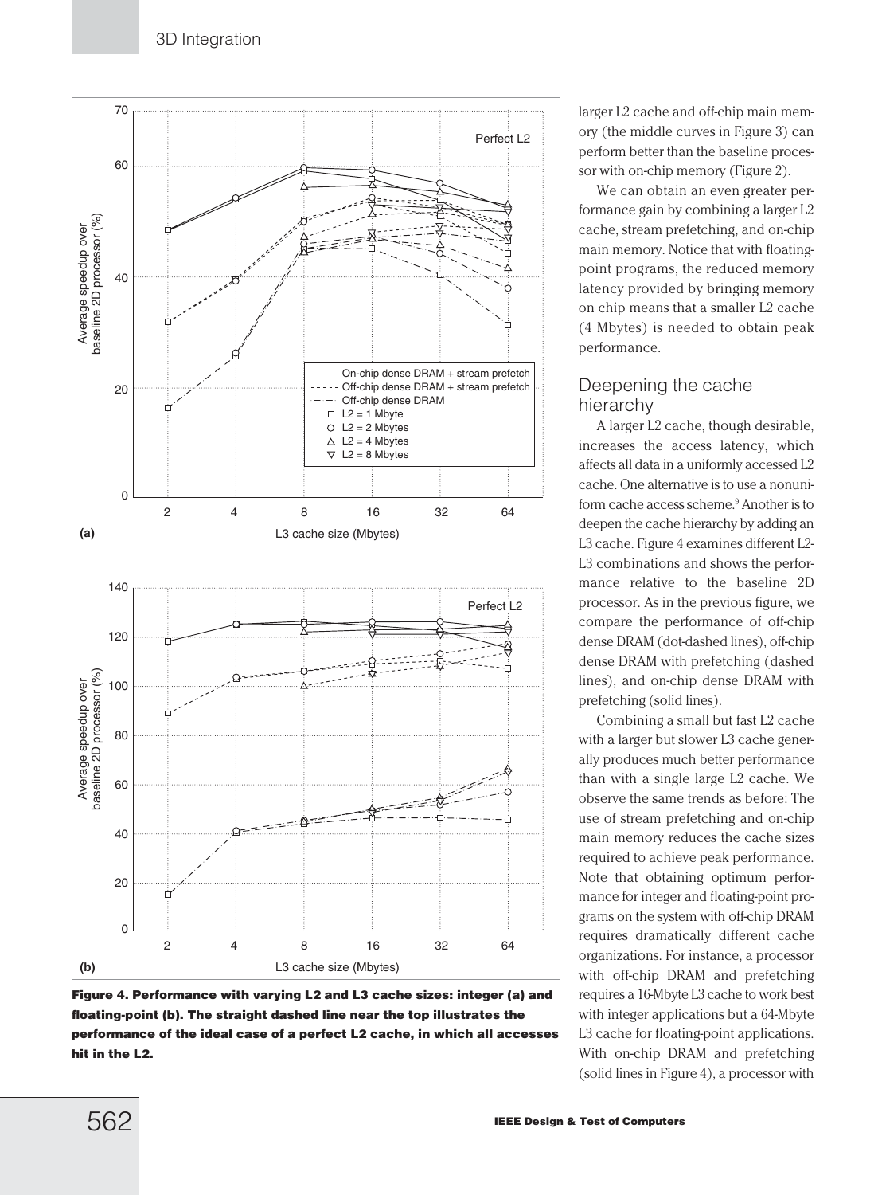Figure 4. Performance with varying L2 and L3 cache sizes: integer (a) and floating-point (b). The straight dashed line near the top illustrates the performance of the ideal case of a perfect L2 cache, in which all accesses hit in the L2.

larger L2 cache and off-chip main memory (the middle curves in Figure 3) can perform better than the baseline processor with on-chip memory (Figure 2).

We can obtain an even greater performance gain by combining a larger L2 cache, stream prefetching, and on-chip main memory. Notice that with floating-point programs, the reduced memory latency provided by bringing memory on chip means that a smaller L2 cache (4 Mbytes) is needed to obtain peak performance.

## Deepening the cache hierarchy

A larger L2 cache, though desirable, increases the access latency, which affects all data in a uniformly accessed L2 cache. One alternative is to use a nonuniform cache access scheme.[9] Another is to deepen the cache hierarchy by adding an L3 cache. Figure 4 examines different L2-L3 combinations and shows the performance relative to the baseline 2D processor. As in the previous figure, we compare the performance of off-chip dense DRAM (dot-dashed lines), off-chip dense DRAM with prefetching (dashed lines), and on-chip dense DRAM with prefetching (solid lines).

Combining a small but fast L2 cache with a larger but slower L3 cache generally produces much better performance than with a single large L2 cache. We observe the same trends as before: The use of stream prefetching and on-chip main memory reduces the cache sizes required to achieve peak performance. Note that obtaining optimum performance for integer and floating-point programs on the system with off-chip DRAM requires dramatically different cache organizations. For instance, a processor with off-chip DRAM and prefetching requires a 16-Mbyte L3 cache to work best with integer applications but a 64-Mbyte L3 cache for floating-point applications. With on-chip DRAM and prefetching (solid lines in Figure 4), a processor with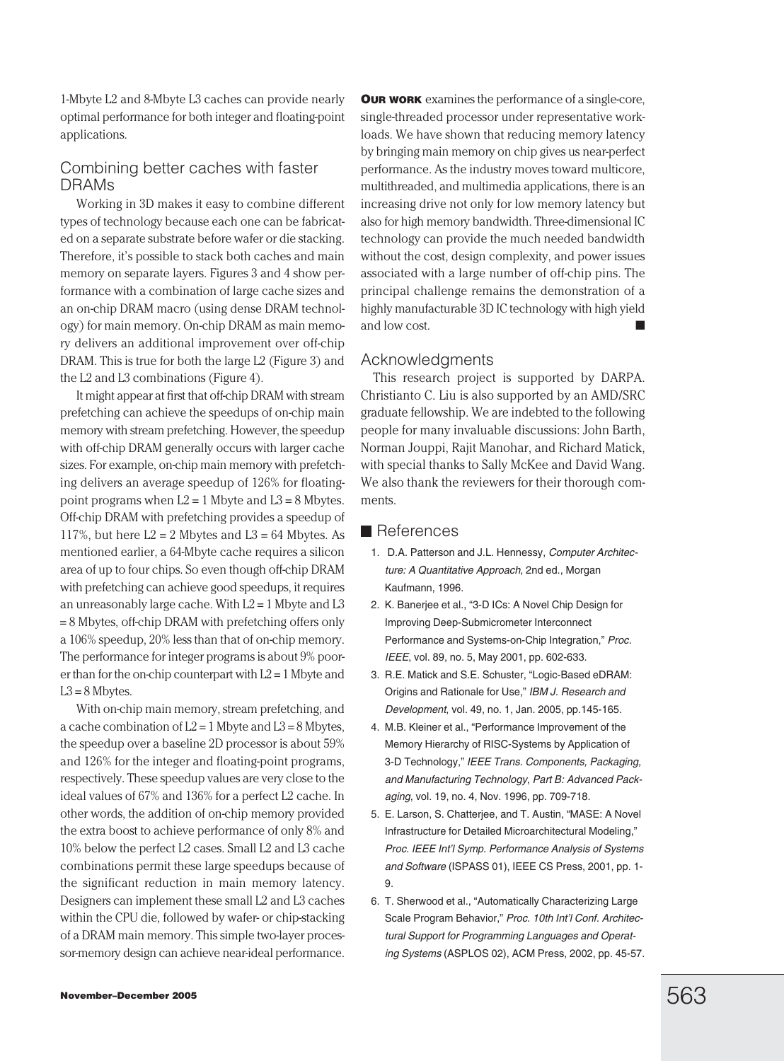1-Mbyte L2 and 8-Mbyte L3 caches can provide nearly optimal performance for both integer and floating-point applications.

## Combining better caches with faster DRAMs

Working in 3D makes it easy to combine different types of technology because each one can be fabricated on a separate substrate before wafer or die stacking. Therefore, it's possible to stack both caches and main memory on separate layers. Figures 3 and 4 show performance with a combination of large cache sizes and an on-chip DRAM macro (using dense DRAM technology) for main memory. On-chip DRAM as main memory delivers an additional improvement over off-chip DRAM. This is true for both the large L2 (Figure 3) and the L2 and L3 combinations (Figure 4).

It might appear at first that off-chip DRAM with stream prefetching can achieve the speedups of on-chip main memory with stream prefetching. However, the speedup with off-chip DRAM generally occurs with larger cache sizes. For example, on-chip main memory with prefetching delivers an average speedup of 126% for floating-point programs when L2 = 1 Mbyte and L3 = 8 Mbytes. Off-chip DRAM with prefetching provides a speedup of 117%, but here L2 = 2 Mbytes and L3 = 64 Mbytes. As mentioned earlier, a 64-Mbyte cache requires a silicon area of up to four chips. So even though off-chip DRAM with prefetching can achieve good speedups, it requires an unreasonably large cache. With L2 = 1 Mbyte and L3 = 8 Mbytes, off-chip DRAM with prefetching offers only a 106% speedup, 20% less than that of on-chip memory. The performance for integer programs is about 9% poorer than for the on-chip counterpart with L2 = 1 Mbyte and L3 = 8 Mbytes.

With on-chip main memory, stream prefetching, and a cache combination of L2 = 1 Mbyte and L3 = 8 Mbytes, the speedup over a baseline 2D processor is about 59% and 126% for the integer and floating-point programs, respectively. These speedup values are very close to the ideal values of 67% and 136% for a perfect L2 cache. In other words, the addition of on-chip memory provided the extra boost to achieve performance of only 8% and 10% below the perfect L2 cases. Small L2 and L3 cache combinations permit these large speedups because of the significant reduction in main memory latency. Designers can implement these small L2 and L3 caches within the CPU die, followed by wafer- or chip-stacking of a DRAM main memory. This simple two-layer processor-memory design can achieve near-ideal performance.

**OUR WORK** examines the performance of a single-core, single-threaded processor under representative workloads. We have shown that reducing memory latency by bringing main memory on chip gives us near-perfect performance. As the industry moves toward multicore, multithreaded, and multimedia applications, there is an increasing drive not only for low memory latency but also for high memory bandwidth. Three-dimensional IC technology can provide the much needed bandwidth without the cost, design complexity, and power issues associated with a large number of off-chip pins. The principal challenge remains the demonstration of a highly manufacturable 3D IC technology with high yield and low cost. ■

## Acknowledgments

This research project is supported by DARPA. Christianto C. Liu is also supported by an AMD/SRC graduate fellowship. We are indebted to the following people for many invaluable discussions: John Barth, Norman Jouppi, Rajit Manohar, and Richard Matick, with special thanks to Sally McKee and David Wang. We also thank the reviewers for their thorough comments.

## References

1. D.A. Patterson and J.L. Hennessy, *Computer Architecture: A Quantitative Approach*, 2nd ed., Morgan Kaufmann, 1996.
2. K. Banerjee et al., "3-D ICs: A Novel Chip Design for Improving Deep-Submicrometer Interconnect Performance and Systems-on-Chip Integration," *Proc. IEEE*, vol. 89, no. 5, May 2001, pp. 602-633.
3. R.E. Matick and S.E. Schuster, "Logic-Based eDRAM: Origins and Rationale for Use," *IBM J. Research and Development*, vol. 49, no. 1, Jan. 2005, pp.145-165.
4. M.B. Kleiner et al., "Performance Improvement of the Memory Hierarchy of RISC-Systems by Application of 3-D Technology," *IEEE Trans. Components, Packaging, and Manufacturing Technology, Part B: Advanced Packaging*, vol. 19, no. 4, Nov. 1996, pp. 709-718.
5. E. Larson, S. Chatterjee, and T. Austin, "MASE: A Novel Infrastructure for Detailed Microarchitectural Modeling," *Proc. IEEE Int'l Symp. Performance Analysis of Systems and Software* (ISPASS 01), IEEE CS Press, 2001, pp. 1-9.
6. T. Sherwood et al., "Automatically Characterizing Large Scale Program Behavior," *Proc. 10th Int'l Conf. Architectural Support for Programming Languages and Operating Systems* (ASPLOS 02), ACM Press, 2002, pp. 45-57.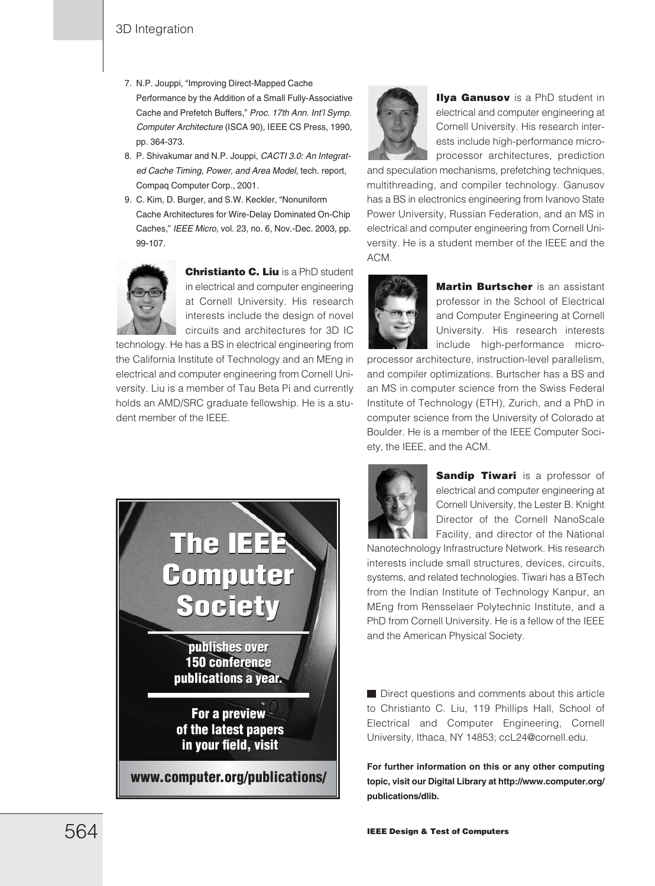7. N.P. Jouppi, "Improving Direct-Mapped Cache Performance by the Addition of a Small Fully-Associative Cache and Prefetch Buffers," *Proc. 17th Ann. Int'l Symp. Computer Architecture* (ISCA 90), IEEE CS Press, 1990, pp. 364-373.
8. P. Shivakumar and N.P. Jouppi, *CACTI 3.0: An Integrated Cache Timing, Power, and Area Model*, tech. report, Compaq Computer Corp., 2001.
9. C. Kim, D. Burger, and S.W. Keckler, "Nonuniform Cache Architectures for Wire-Delay Dominated On-Chip Caches," *IEEE Micro*, vol. 23, no. 6, Nov.-Dec. 2003, pp. 99-107.

**Christianto C. Liu** is a PhD student in electrical and computer engineering at Cornell University. His research interests include the design of novel circuits and architectures for 3D IC technology. He has a BS in electrical engineering from the California Institute of Technology and an MEng in electrical and computer engineering from Cornell University. Liu is a member of Tau Beta Pi and currently holds an AMD/SRC graduate fellowship. He is a student member of the IEEE.

**Ilya Ganusov** is a PhD student in electrical and computer engineering at Cornell University. His research interests include high-performance microprocessor architectures, prediction and speculation mechanisms, prefetching techniques, multithreading, and compiler technology. Ganusov has a BS in electronics engineering from Ivanovo State Power University, Russian Federation, and an MS in electrical and computer engineering from Cornell University. He is a student member of the IEEE and the ACM.

**Martin Burtscher** is an assistant professor in the School of Electrical and Computer Engineering at Cornell University. His research interests include high-performance microprocessor architecture, instruction-level parallelism, and compiler optimizations. Burtscher has a BS and an MS in computer science from the Swiss Federal Institute of Technology (ETH), Zurich, and a PhD in computer science from the University of Colorado at Boulder. He is a member of the IEEE Computer Society, the IEEE, and the ACM.

**Sandip Tiwari** is a professor of electrical and computer engineering at Cornell University, the Lester B. Knight Director of the Cornell NanoScale Facility, and director of the National Nanotechnology Infrastructure Network. His research interests include small structures, devices, circuits, systems, and related technologies. Tiwari has a BTech from the Indian Institute of Technology Kanpur, an MEng from Rensselaer Polytechnic Institute, and a PhD from Cornell University. He is a fellow of the IEEE and the American Physical Society.

Direct questions and comments about this article to Christianto C. Liu, 119 Phillips Hall, School of Electrical and Computer Engineering, Cornell University, Ithaca, NY 14853; ccL24@cornell.edu.

**For further information on this or any other computing topic, visit our Digital Library at http://www.computer.org/publications/dlib.**

**The IEEE Computer Society**

**publishes over 150 conference publications a year.**

**For a preview of the latest papers in your field, visit**

**www.computer.org/publications/**